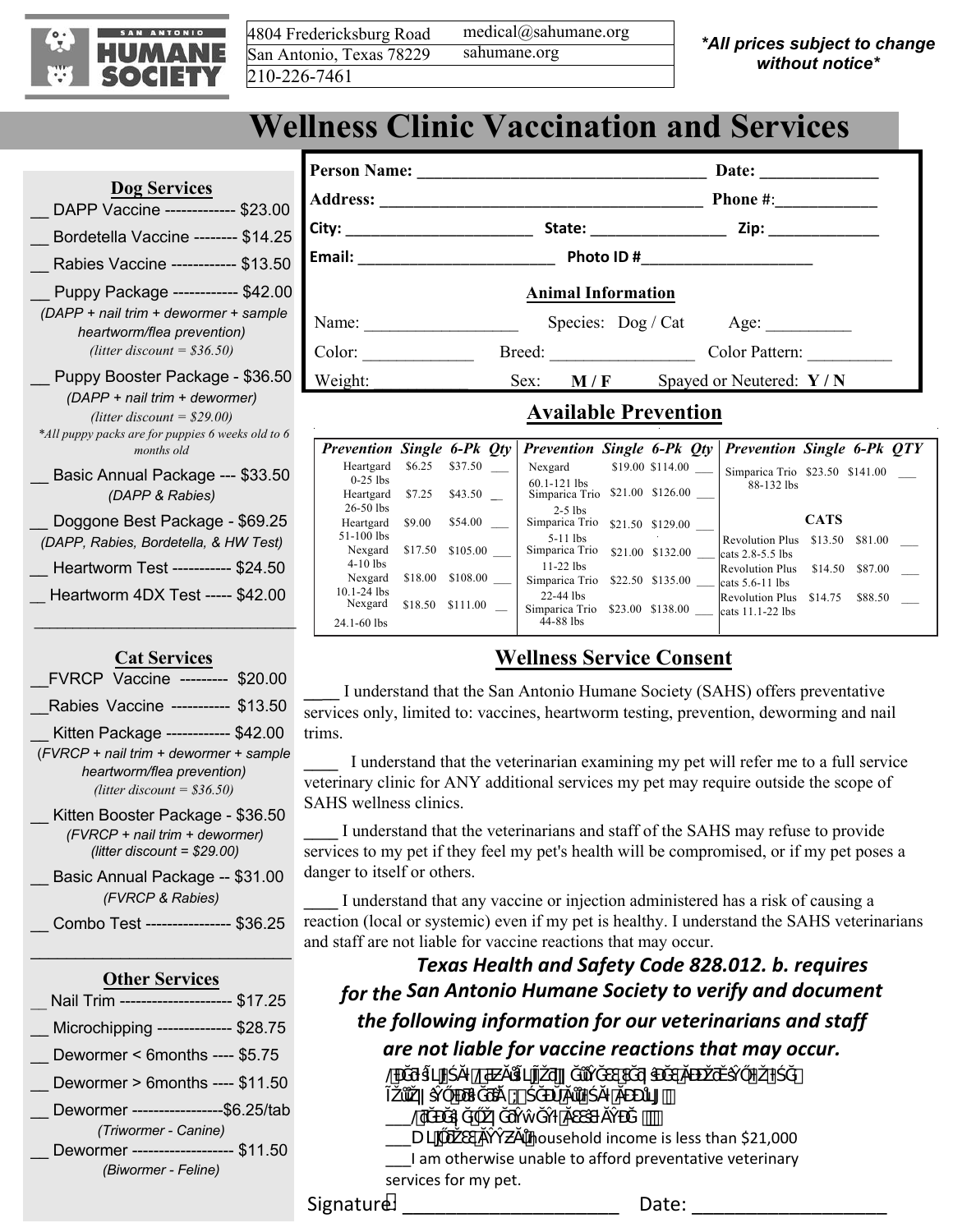SAN ANTONIO HUMANE SOCIETY

4804 Fredericksburg Road
San Antonio, Texas 78229
210-226-7461

medical@sahumane.org
sahumane.org

***All prices subject to change without notice***

# Wellness Clinic Vaccination and Services

**Person Name:** ______________________ **Date:** ____________

**Address:** ______________________ **Phone #:** ____________

**City:** ____________ **State:** ____________ **Zip:** ____________

**Email:** ____________ **Photo ID #** ____________

**Animal Information**

Name: ____________ Species: Dog / Cat Age: ____________

Color: ____________ Breed: ____________ Color Pattern: ____________

Weight: ____________ Sex: **M / F** Spayed or Neutered: **Y / N**

## Dog Services

- __ DAPP Vaccine ------------- $23.00
- __ Bordetella Vaccine -------- $14.25
- __ Rabies Vaccine ------------ $13.50
- __ Puppy Package ------------ $42.00
  *(DAPP + nail trim + dewormer + sample heartworm/flea prevention)*
  *(litter discount = $36.50)*
- __ Puppy Booster Package - $36.50
  *(DAPP + nail trim + dewormer)*
  *(litter discount = $29.00)*
  **All puppy packs are for puppies 6 weeks old to 6 months old*
- __ Basic Annual Package --- $33.50
  *(DAPP & Rabies)*
- __ Doggone Best Package - $69.25
  *(DAPP, Rabies, Bordetella, & HW Test)*
- __ Heartworm Test ----------- $24.50
- __ Heartworm 4DX Test ----- $42.00

## Cat Services

- __FVRCP Vaccine --------- $20.00
- __Rabies Vaccine ----------- $13.50
- __ Kitten Package ------------ $42.00
  *(FVRCP + nail trim + dewormer + sample heartworm/flea prevention)*
  *(litter discount = $36.50)*
- __ Kitten Booster Package - $36.50
  *(FVRCP + nail trim + dewormer)*
  *(litter discount = $29.00)*
- __ Basic Annual Package -- $31.00
  *(FVRCP & Rabies)*
- __ Combo Test ---------------- $36.25

## Other Services

- __ Nail Trim --------------------- $17.25
- __ Microchipping -------------- $28.75
- __ Dewormer < 6months ---- $5.75
- __ Dewormer > 6months ---- $11.50
- __ Dewormer -----------------$6.25/tab
  *(Triwormer - Canine)*
- __ Dewormer ------------------- $11.50
  *(Biwormer - Feline)*

## Available Prevention

| Prevention | Single | 6-Pk | Qty | Prevention | Single | 6-Pk | Qty | Prevention | Single | 6-Pk | QTY |
|---|---|---|---|---|---|---|---|---|---|---|---|
| Heartgard 0-25 lbs | $6.25 | $37.50 | ___ | Nexgard 60.1-121 lbs | $19.00 | $114.00 | ___ | Simparica Trio 88-132 lbs | $23.50 | $141.00 | ___ |
| Heartgard 26-50 lbs | $7.25 | $43.50 | ___ | Simparica Trio 2-5 lbs | $21.00 | $126.00 | ___ | **CATS** | | | |
| Heartgard 51-100 lbs | $9.00 | $54.00 | ___ | Simparica Trio 5-11 lbs | $21.50 | $129.00 | ___ | Revolution Plus cats 2.8-5.5 lbs | $13.50 | $81.00 | ___ |
| Nexgard 4-10 lbs | $17.50 | $105.00 | ___ | Simparica Trio 11-22 lbs | $21.00 | $132.00 | ___ | Revolution Plus cats 5.6-11 lbs | $14.50 | $87.00 | ___ |
| Nexgard 10.1-24 lbs | $18.00 | $108.00 | ___ | Simparica Trio 22-44 lbs | $22.50 | $135.00 | ___ | Revolution Plus cats 11.1-22 lbs | $14.75 | $88.50 | ___ |
| Nexgard 24.1-60 lbs | $18.50 | $111.00 | ___ | Simparica Trio 44-88 lbs | $23.00 | $138.00 | ___ | | | | |

## Wellness Service Consent

____ I understand that the San Antonio Humane Society (SAHS) offers preventative services only, limited to: vaccines, heartworm testing, prevention, deworming and nail trims.

____ I understand that the veterinarian examining my pet will refer me to a full service veterinary clinic for ANY additional services my pet may require outside the scope of SAHS wellness clinics.

____ I understand that the veterinarians and staff of the SAHS may refuse to provide services to my pet if they feel my pet's health will be compromised, or if my pet poses a danger to itself or others.

____ I understand that any vaccine or injection administered has a risk of causing a reaction (local or systemic) even if my pet is healthy. I understand the SAHS veterinarians and staff are not liable for vaccine reactions that may occur.

***Texas Health and Safety Code 828.012. b. requires for the San Antonio Humane Society to verify and document the following information for our veterinarians and staff are not liable for vaccine reactions that may occur.***

___ household income is less than $21,000

___I am otherwise unable to afford preventative veterinary services for my pet.

Signature: ______________________ Date: ______________________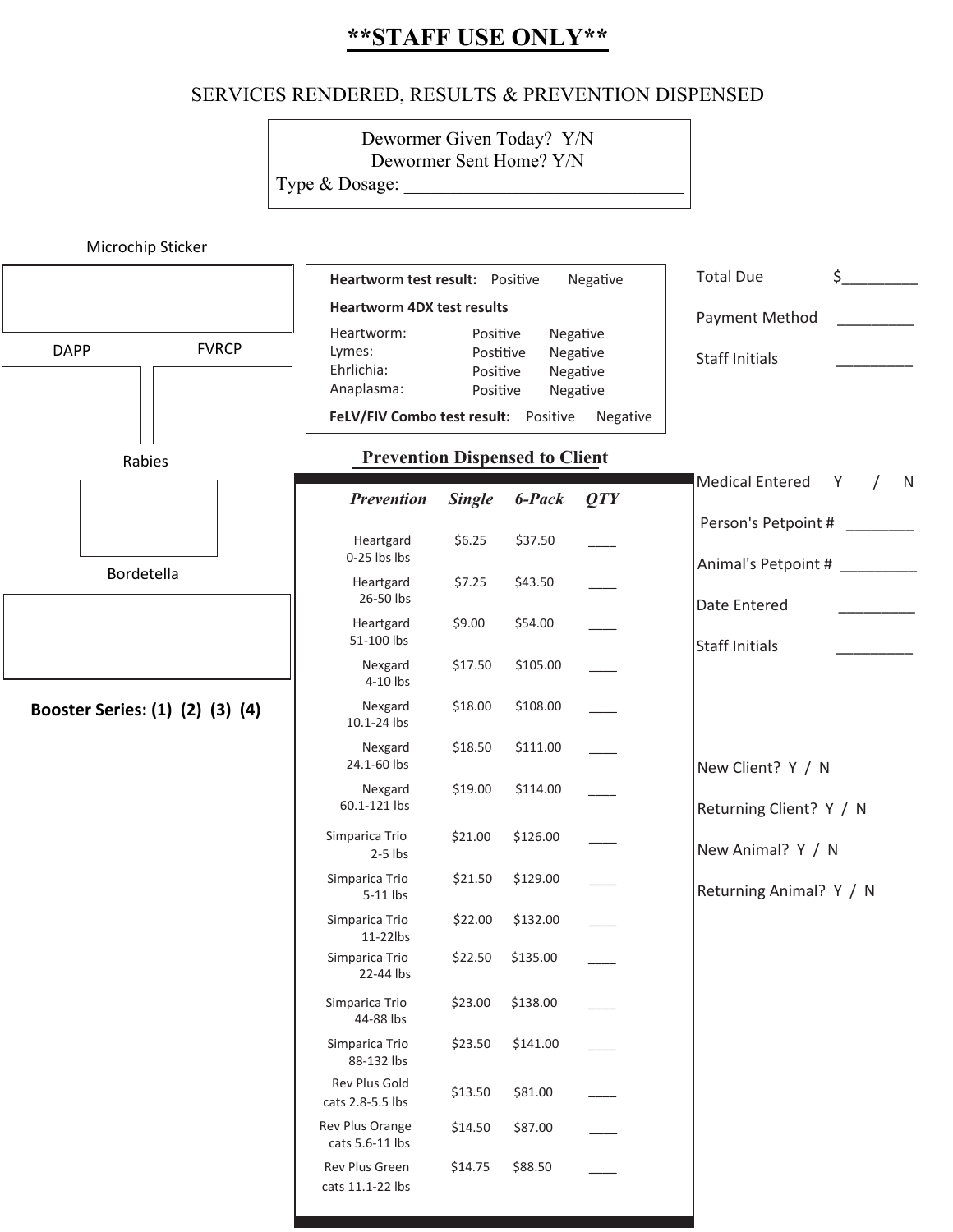# **STAFF USE ONLY**

## SERVICES RENDERED, RESULTS & PREVENTION DISPENSED

Dewormer Given Today? Y/N
Dewormer Sent Home? Y/N
Type & Dosage: ______________________________

Microchip Sticker

DAPP

FVRCP

Rabies

Bordetella

**Booster Series: (1) (2) (3) (4)**

**Heartworm test result:** Positive Negative

**Heartworm 4DX test results**

| | | |
|---|---|---|
| Heartworm: | Positive | Negative |
| Lymes: | Postitive | Negative |
| Ehrlichia: | Positive | Negative |
| Anaplasma: | Positive | Negative |

**FeLV/FIV Combo test result:** Positive Negative

Total Due $_________

Payment Method _________

Staff Initials _________

### Prevention Dispensed to Client

| *Prevention* | *Single* | *6-Pack* | *QTY* |
|---|---|---|---|
| Heartgard 0-25 lbs lbs | $6.25 | $37.50 | ____ |
| Heartgard 26-50 lbs | $7.25 | $43.50 | ____ |
| Heartgard 51-100 lbs | $9.00 | $54.00 | ____ |
| Nexgard 4-10 lbs | $17.50 | $105.00 | ____ |
| Nexgard 10.1-24 lbs | $18.00 | $108.00 | ____ |
| Nexgard 24.1-60 lbs | $18.50 | $111.00 | ____ |
| Nexgard 60.1-121 lbs | $19.00 | $114.00 | ____ |
| Simparica Trio 2-5 lbs | $21.00 | $126.00 | ____ |
| Simparica Trio 5-11 lbs | $21.50 | $129.00 | ____ |
| Simparica Trio 11-22lbs | $22.00 | $132.00 | ____ |
| Simparica Trio 22-44 lbs | $22.50 | $135.00 | ____ |
| Simparica Trio 44-88 lbs | $23.00 | $138.00 | ____ |
| Simparica Trio 88-132 lbs | $23.50 | $141.00 | ____ |
| Rev Plus Gold cats 2.8-5.5 lbs | $13.50 | $81.00 | ____ |
| Rev Plus Orange cats 5.6-11 lbs | $14.50 | $87.00 | ____ |
| Rev Plus Green cats 11.1-22 lbs | $14.75 | $88.50 | ____ |

Medical Entered Y / N

Person's Petpoint # ________

Animal's Petpoint # _________

Date Entered _________

Staff Initials _________

New Client? Y / N

Returning Client? Y / N

New Animal? Y / N

Returning Animal? Y / N